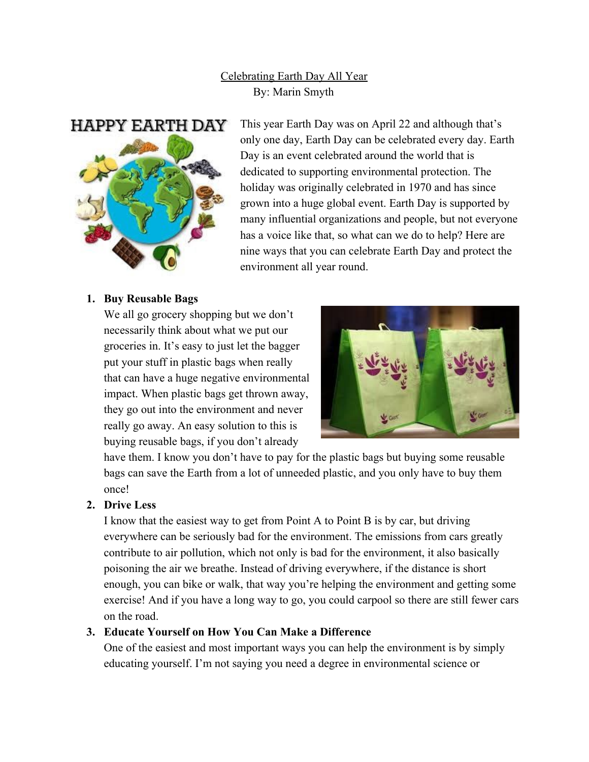Celebrating Earth Day All Year

By: Marin Smyth

This year Earth Day was on April 22 and although that's only one day, Earth Day can be celebrated every day. Earth Day is an event celebrated around the world that is dedicated to supporting environmental protection. The holiday was originally celebrated in 1970 and has since grown into a huge global event. Earth Day is supported by many influential organizations and people, but not everyone has a voice like that, so what can we do to help? Here are nine ways that you can celebrate Earth Day and protect the environment all year round.

1. **Buy Reusable Bags**
   We all go grocery shopping but we don't necessarily think about what we put our groceries in. It's easy to just let the bagger put your stuff in plastic bags when really that can have a huge negative environmental impact. When plastic bags get thrown away, they go out into the environment and never really go away. An easy solution to this is buying reusable bags, if you don't already have them. I know you don't have to pay for the plastic bags but buying some reusable bags can save the Earth from a lot of unneeded plastic, and you only have to buy them once!
2. **Drive Less**
   I know that the easiest way to get from Point A to Point B is by car, but driving everywhere can be seriously bad for the environment. The emissions from cars greatly contribute to air pollution, which not only is bad for the environment, it also basically poisoning the air we breathe. Instead of driving everywhere, if the distance is short enough, you can bike or walk, that way you're helping the environment and getting some exercise! And if you have a long way to go, you could carpool so there are still fewer cars on the road.
3. **Educate Yourself on How You Can Make a Difference**
   One of the easiest and most important ways you can help the environment is by simply educating yourself. I'm not saying you need a degree in environmental science or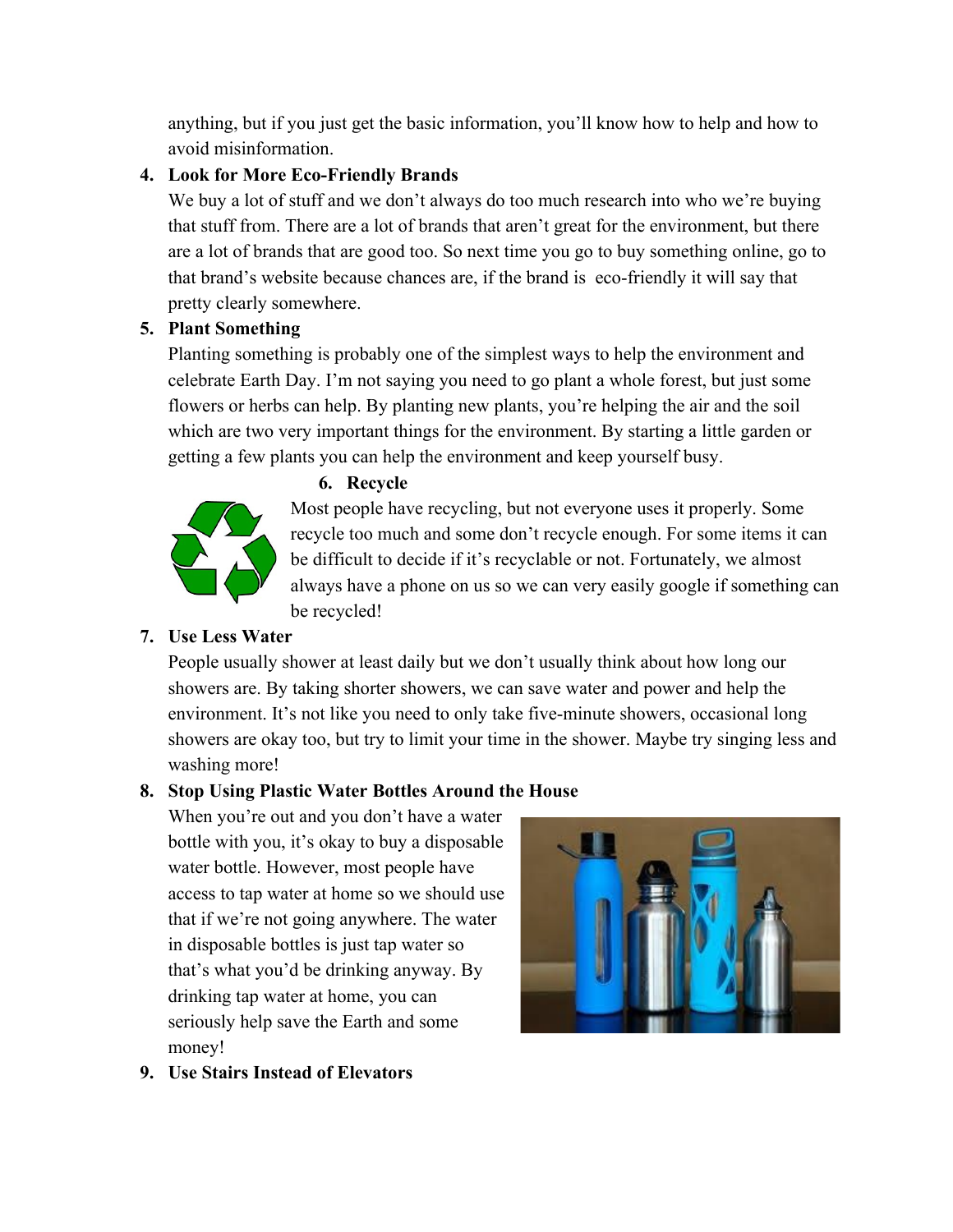anything, but if you just get the basic information, you'll know how to help and how to avoid misinformation.

4. **Look for More Eco-Friendly Brands**
   We buy a lot of stuff and we don't always do too much research into who we're buying that stuff from. There are a lot of brands that aren't great for the environment, but there are a lot of brands that are good too. So next time you go to buy something online, go to that brand's website because chances are, if the brand is eco-friendly it will say that pretty clearly somewhere.
5. **Plant Something**
   Planting something is probably one of the simplest ways to help the environment and celebrate Earth Day. I'm not saying you need to go plant a whole forest, but just some flowers or herbs can help. By planting new plants, you're helping the air and the soil which are two very important things for the environment. By starting a little garden or getting a few plants you can help the environment and keep yourself busy.
6. **Recycle**
   Most people have recycling, but not everyone uses it properly. Some recycle too much and some don't recycle enough. For some items it can be difficult to decide if it's recyclable or not. Fortunately, we almost always have a phone on us so we can very easily google if something can be recycled!
7. **Use Less Water**
   People usually shower at least daily but we don't usually think about how long our showers are. By taking shorter showers, we can save water and power and help the environment. It's not like you need to only take five-minute showers, occasional long showers are okay too, but try to limit your time in the shower. Maybe try singing less and washing more!
8. **Stop Using Plastic Water Bottles Around the House**
   When you're out and you don't have a water bottle with you, it's okay to buy a disposable water bottle. However, most people have access to tap water at home so we should use that if we're not going anywhere. The water in disposable bottles is just tap water so that's what you'd be drinking anyway. By drinking tap water at home, you can seriously help save the Earth and some money!
9. **Use Stairs Instead of Elevators**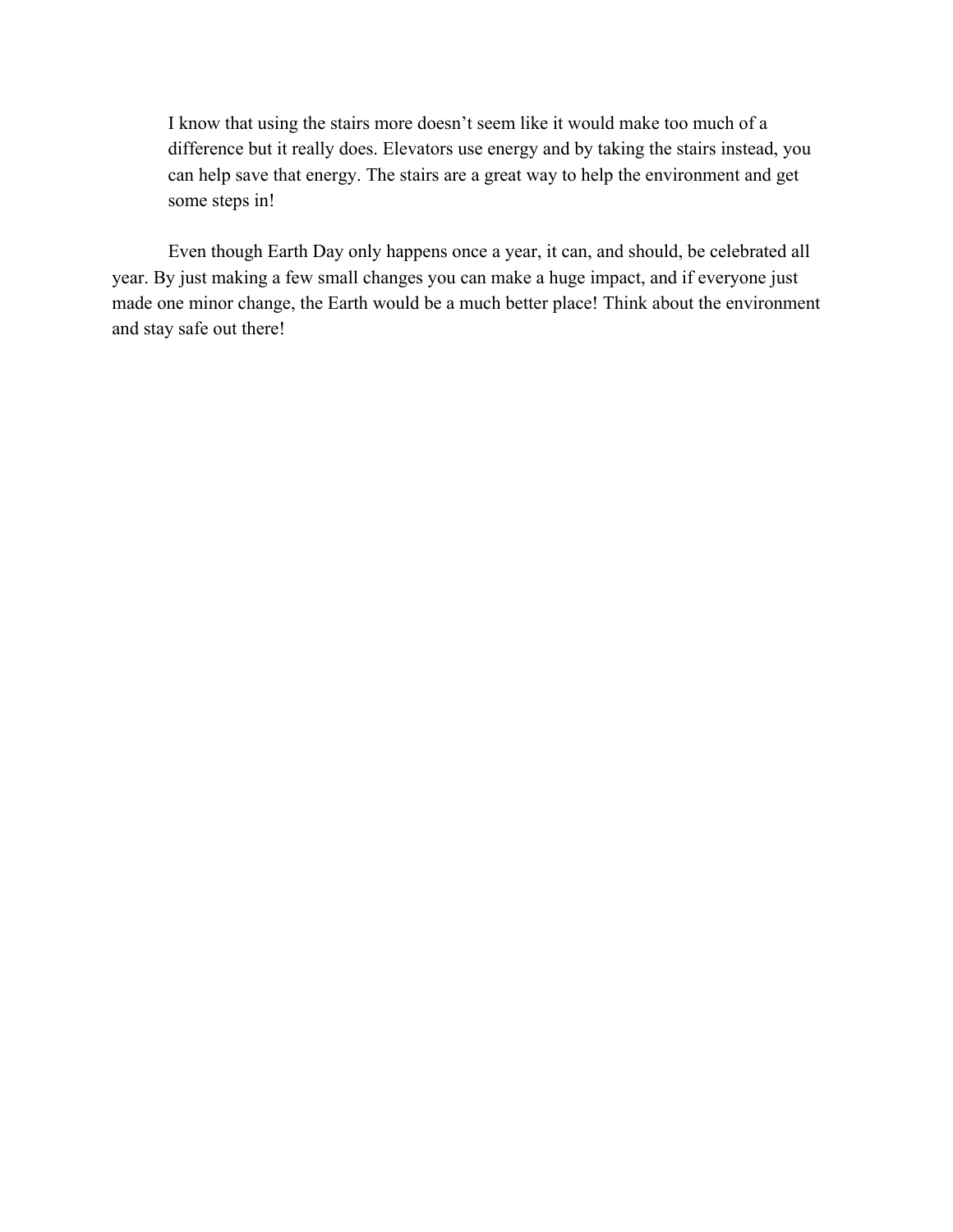I know that using the stairs more doesn't seem like it would make too much of a difference but it really does. Elevators use energy and by taking the stairs instead, you can help save that energy. The stairs are a great way to help the environment and get some steps in!

Even though Earth Day only happens once a year, it can, and should, be celebrated all year. By just making a few small changes you can make a huge impact, and if everyone just made one minor change, the Earth would be a much better place! Think about the environment and stay safe out there!